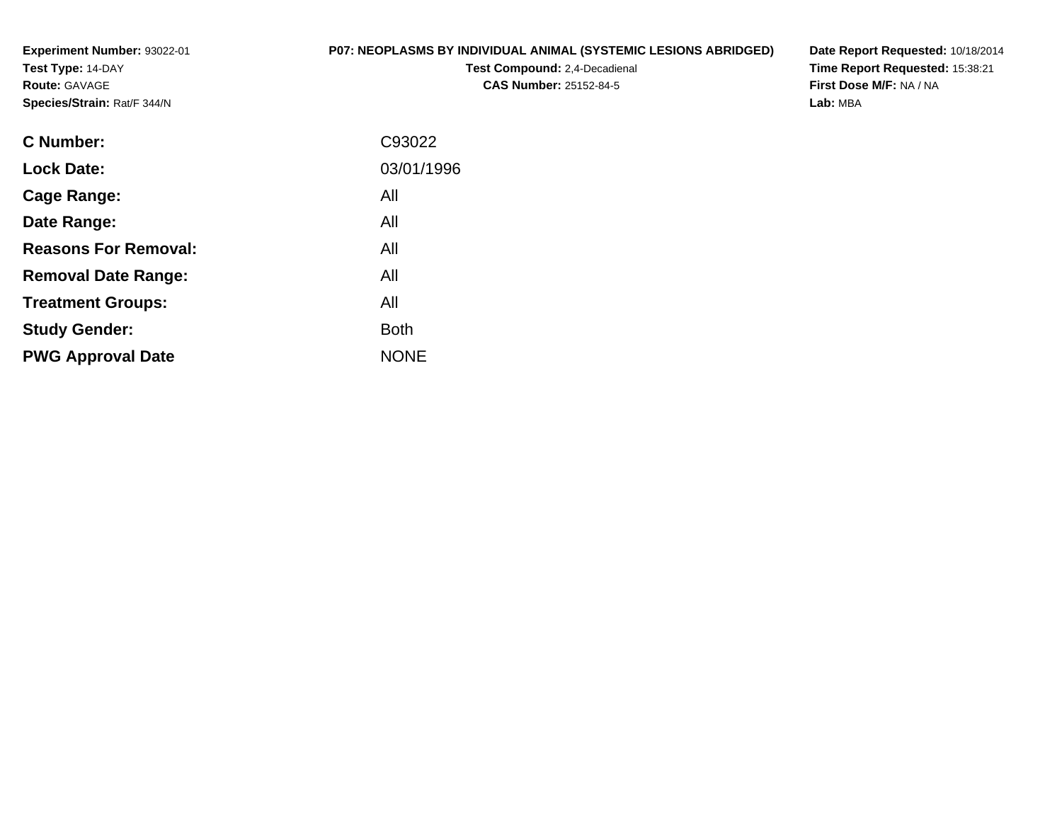**Experiment Number:** 93022-01
**Test Type:** 14-DAY
**Route:** GAVAGE
**Species/Strain:** Rat/F 344/N

**P07: NEOPLASMS BY INDIVIDUAL ANIMAL (SYSTEMIC LESIONS ABRIDGED)**
**Test Compound:** 2,4-Decadienal
**CAS Number:** 25152-84-5

**Date Report Requested:** 10/18/2014
**Time Report Requested:** 15:38:21
**First Dose M/F:** NA / NA
**Lab:** MBA

| | |
|---|---|
| **C Number:** | C93022 |
| **Lock Date:** | 03/01/1996 |
| **Cage Range:** | All |
| **Date Range:** | All |
| **Reasons For Removal:** | All |
| **Removal Date Range:** | All |
| **Treatment Groups:** | All |
| **Study Gender:** | Both |
| **PWG Approval Date** | NONE |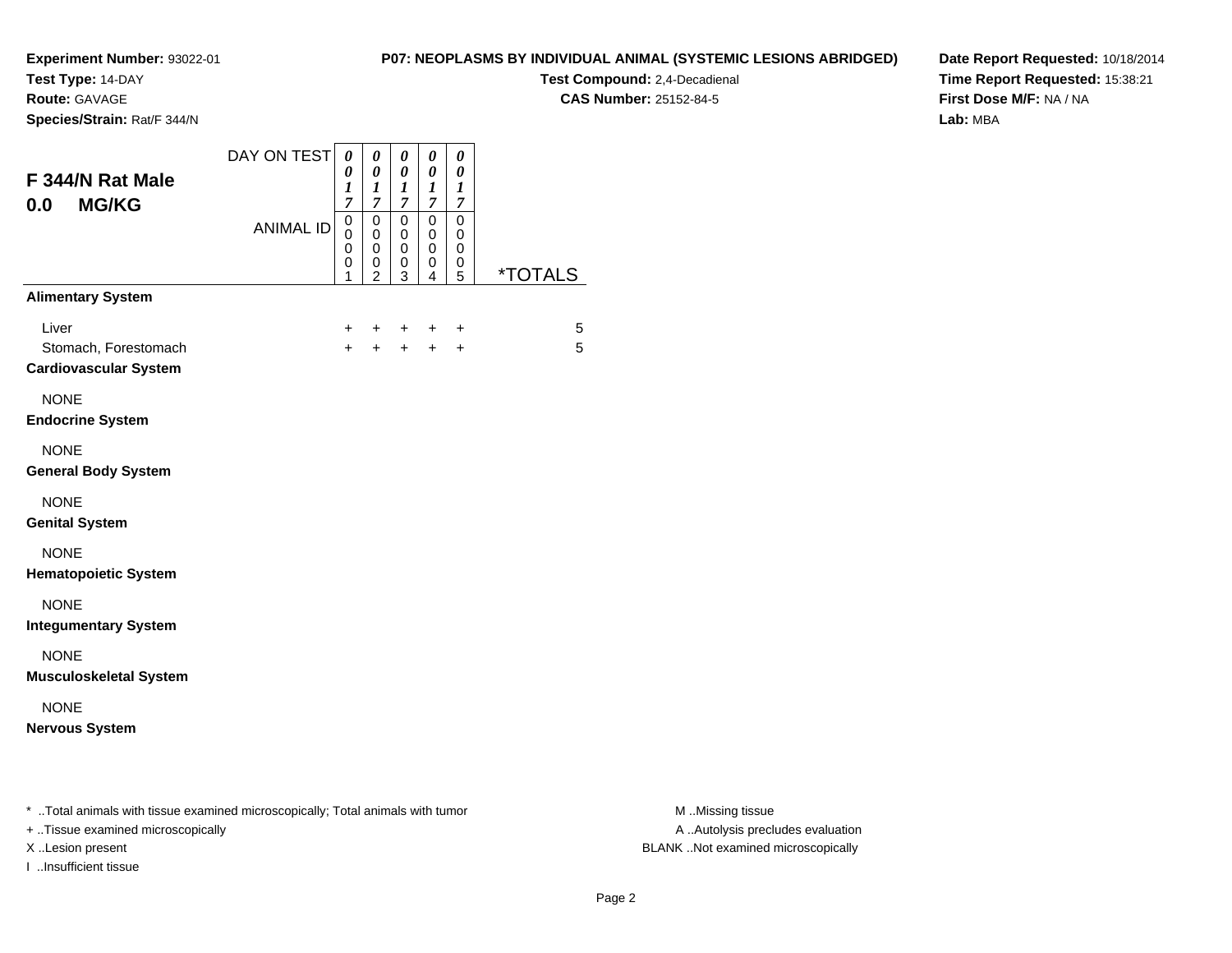**Experiment Number:** 93022-01
**Test Type:** 14-DAY
**Route:** GAVAGE
**Species/Strain:** Rat/F 344/N

**P07: NEOPLASMS BY INDIVIDUAL ANIMAL (SYSTEMIC LESIONS ABRIDGED)**
**Test Compound:** 2,4-Decadienal
**CAS Number:** 25152-84-5

**Date Report Requested:** 10/18/2014
**Time Report Requested:** 15:38:21
**First Dose M/F:** NA / NA
**Lab:** MBA

## F 344/N Rat Male
## 0.0 MG/KG

| DAY ON TEST | 0017 | 0017 | 0017 | 0017 | 0017 | |
|---|---|---|---|---|---|---|
| **ANIMAL ID** | **00001** | **00002** | **00003** | **00004** | **00005** | ***TOTALS** |
| **Alimentary System** | | | | | | |
| Liver | + | + | + | + | + | 5 |
| Stomach, Forestomach | + | + | + | + | + | 5 |
| **Cardiovascular System** | | | | | | |
| NONE | | | | | | |
| **Endocrine System** | | | | | | |
| NONE | | | | | | |
| **General Body System** | | | | | | |
| NONE | | | | | | |
| **Genital System** | | | | | | |
| NONE | | | | | | |
| **Hematopoietic System** | | | | | | |
| NONE | | | | | | |
| **Integumentary System** | | | | | | |
| NONE | | | | | | |
| **Musculoskeletal System** | | | | | | |
| NONE | | | | | | |
| **Nervous System** | | | | | | |

* ..Total animals with tissue examined microscopically; Total animals with tumor
+ ..Tissue examined microscopically
X ..Lesion present
I ..Insufficient tissue

M ..Missing tissue
A ..Autolysis precludes evaluation
BLANK ..Not examined microscopically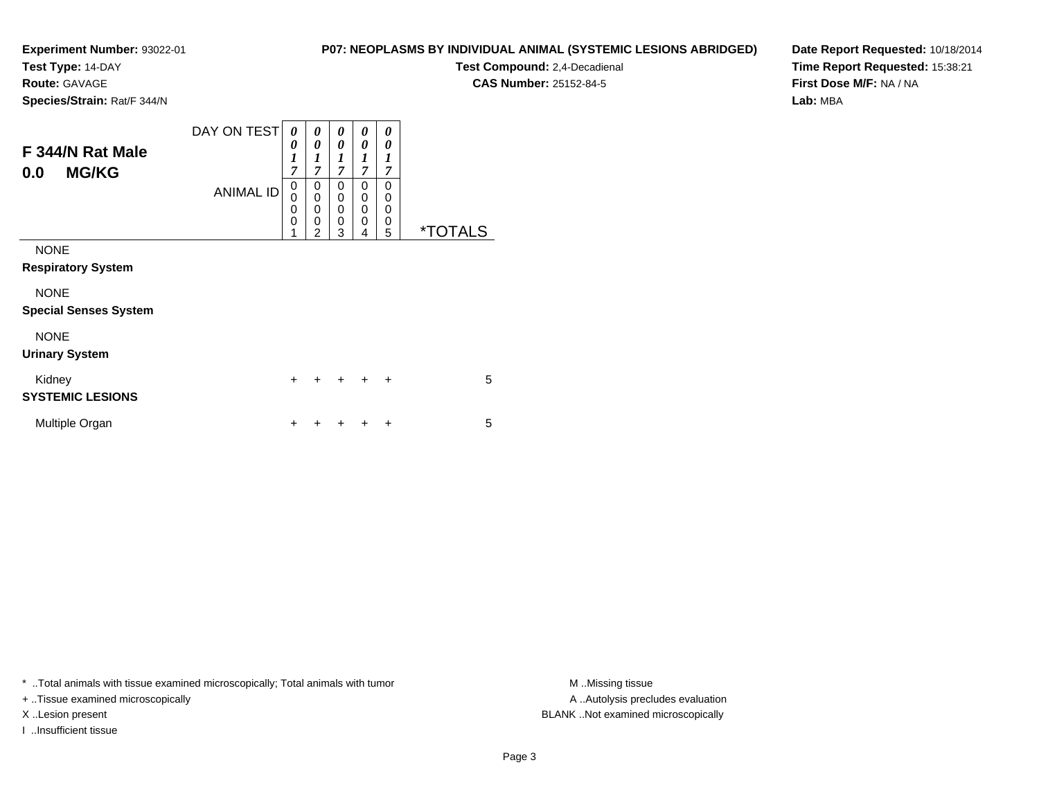**Experiment Number:** 93022-01
**Test Type:** 14-DAY
**Route:** GAVAGE
**Species/Strain:** Rat/F 344/N

**P07: NEOPLASMS BY INDIVIDUAL ANIMAL (SYSTEMIC LESIONS ABRIDGED)**
**Test Compound:** 2,4-Decadienal
**CAS Number:** 25152-84-5

**Date Report Requested:** 10/18/2014
**Time Report Requested:** 15:38:21
**First Dose M/F:** NA / NA
**Lab:** MBA

## F 344/N Rat Male
## 0.0 MG/KG

| DAY ON TEST | 0017 | 0017 | 0017 | 0017 | 0017 | |
|---|---|---|---|---|---|---|
| **ANIMAL ID** | 00001 | 00002 | 00003 | 00004 | 00005 | ***TOTALS** |
| NONE | | | | | | |
| **Respiratory System** | | | | | | |
| NONE | | | | | | |
| **Special Senses System** | | | | | | |
| NONE | | | | | | |
| **Urinary System** | | | | | | |
| Kidney | + | + | + | + | + | 5 |
| **SYSTEMIC LESIONS** | | | | | | |
| Multiple Organ | + | + | + | + | + | 5 |

* ..Total animals with tissue examined microscopically; Total animals with tumor
+ ..Tissue examined microscopically
X ..Lesion present
I ..Insufficient tissue

M ..Missing tissue
A ..Autolysis precludes evaluation
BLANK ..Not examined microscopically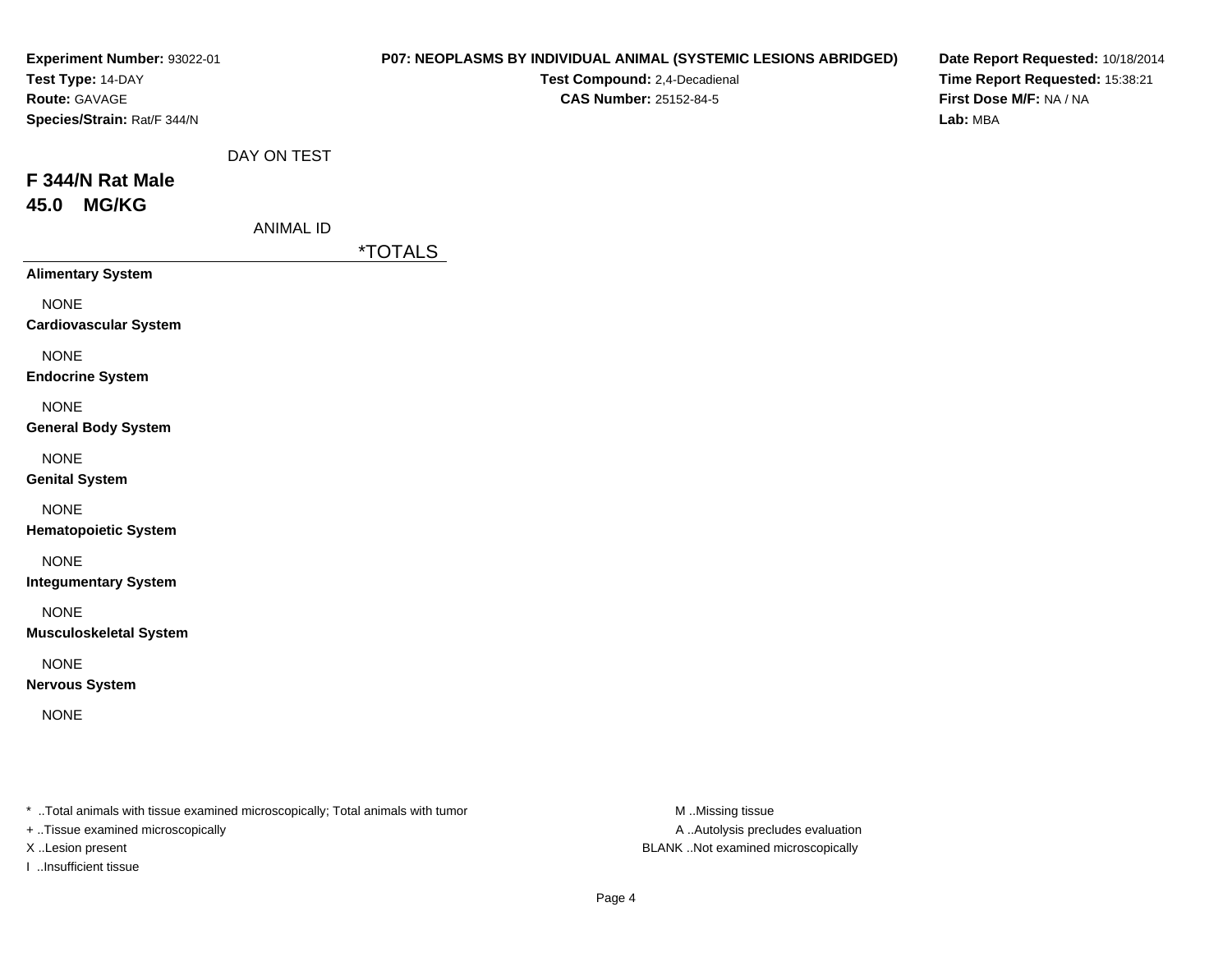**Experiment Number:** 93022-01
**Test Type:** 14-DAY
**Route:** GAVAGE
**Species/Strain:** Rat/F 344/N

**P07: NEOPLASMS BY INDIVIDUAL ANIMAL (SYSTEMIC LESIONS ABRIDGED)**
**Test Compound:** 2,4-Decadienal
**CAS Number:** 25152-84-5

**Date Report Requested:** 10/18/2014
**Time Report Requested:** 15:38:21
**First Dose M/F:** NA / NA
**Lab:** MBA

DAY ON TEST

## F 344/N Rat Male
## 45.0 MG/KG

ANIMAL ID

| | *TOTALS |
|---|---|
| **Alimentary System** | |
| NONE | |
| **Cardiovascular System** | |
| NONE | |
| **Endocrine System** | |
| NONE | |
| **General Body System** | |
| NONE | |
| **Genital System** | |
| NONE | |
| **Hematopoietic System** | |
| NONE | |
| **Integumentary System** | |
| NONE | |
| **Musculoskeletal System** | |
| NONE | |
| **Nervous System** | |
| NONE | |

* ..Total animals with tissue examined microscopically; Total animals with tumor
+ ..Tissue examined microscopically
X ..Lesion present
I ..Insufficient tissue

M ..Missing tissue
A ..Autolysis precludes evaluation
BLANK ..Not examined microscopically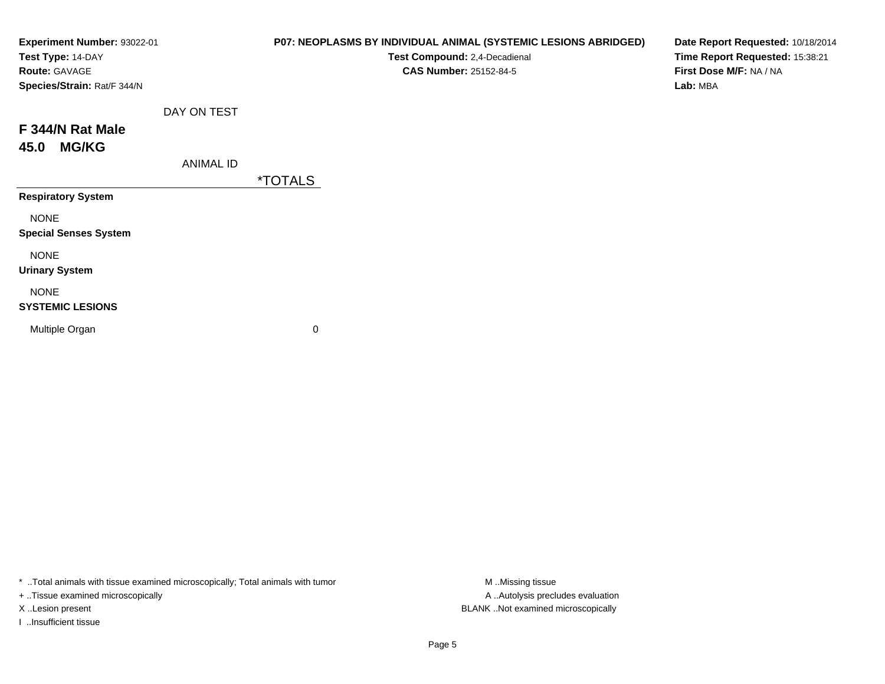**Experiment Number:** 93022-01
**Test Type:** 14-DAY
**Route:** GAVAGE
**Species/Strain:** Rat/F 344/N

**P07: NEOPLASMS BY INDIVIDUAL ANIMAL (SYSTEMIC LESIONS ABRIDGED)**
**Test Compound:** 2,4-Decadienal
**CAS Number:** 25152-84-5

**Date Report Requested:** 10/18/2014
**Time Report Requested:** 15:38:21
**First Dose M/F:** NA / NA
**Lab:** MBA

# F 344/N Rat Male
## 45.0 MG/KG

| DAY ON TEST / ANIMAL ID | *TOTALS |
|---|---|
| **Respiratory System** | |
| NONE | |
| **Special Senses System** | |
| NONE | |
| **Urinary System** | |
| NONE | |
| **SYSTEMIC LESIONS** | |
| Multiple Organ | 0 |

* ..Total animals with tissue examined microscopically; Total animals with tumor
+ ..Tissue examined microscopically
X ..Lesion present
I ..Insufficient tissue

M ..Missing tissue
A ..Autolysis precludes evaluation
BLANK ..Not examined microscopically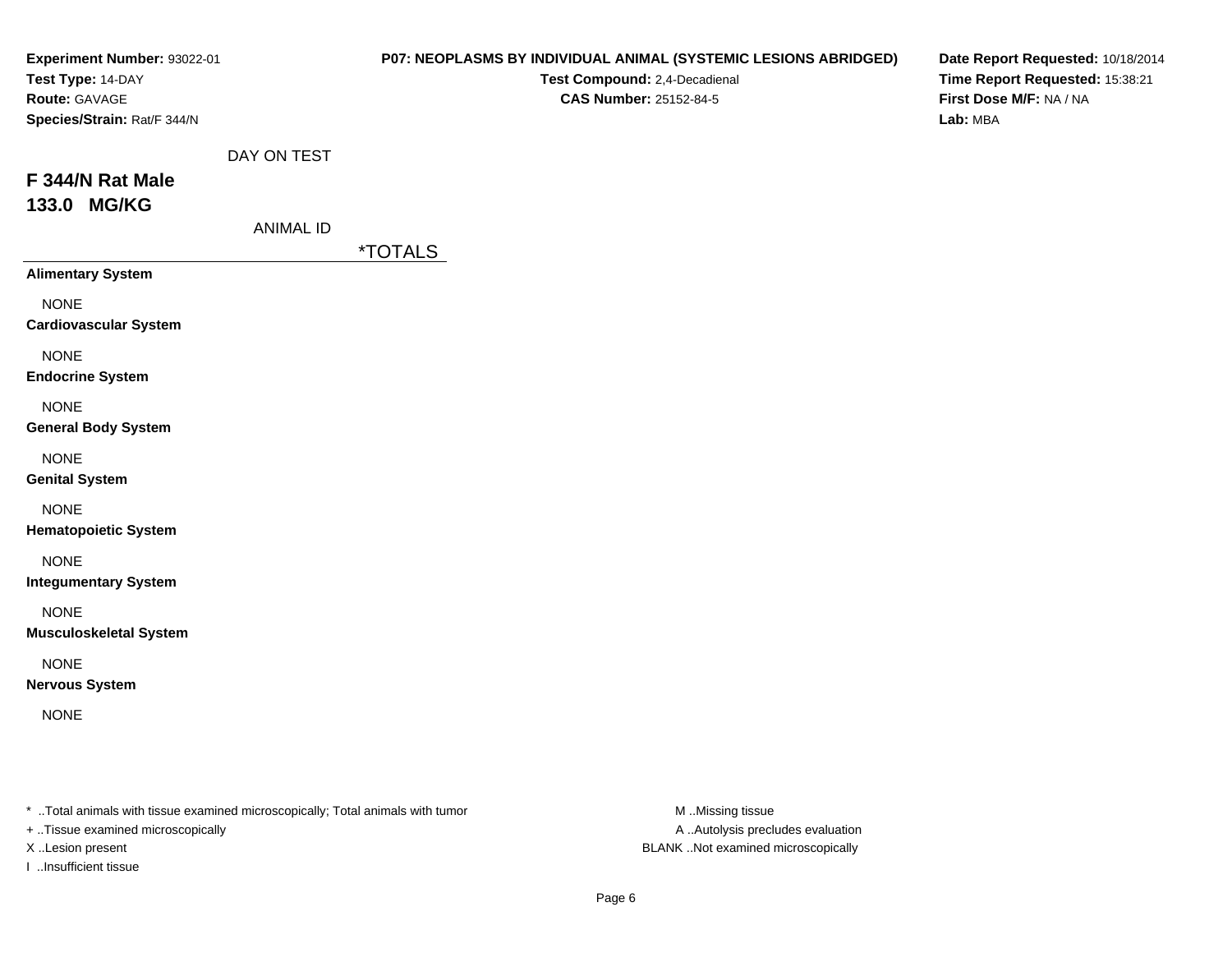**Experiment Number:** 93022-01
**Test Type:** 14-DAY
**Route:** GAVAGE
**Species/Strain:** Rat/F 344/N

**P07: NEOPLASMS BY INDIVIDUAL ANIMAL (SYSTEMIC LESIONS ABRIDGED)**
**Test Compound:** 2,4-Decadienal
**CAS Number:** 25152-84-5

**Date Report Requested:** 10/18/2014
**Time Report Requested:** 15:38:21
**First Dose M/F:** NA / NA
**Lab:** MBA

DAY ON TEST

## F 344/N Rat Male
## 133.0 MG/KG

ANIMAL ID

| | *TOTALS |
|---|---|
| **Alimentary System** | |
| NONE | |
| **Cardiovascular System** | |
| NONE | |
| **Endocrine System** | |
| NONE | |
| **General Body System** | |
| NONE | |
| **Genital System** | |
| NONE | |
| **Hematopoietic System** | |
| NONE | |
| **Integumentary System** | |
| NONE | |
| **Musculoskeletal System** | |
| NONE | |
| **Nervous System** | |
| NONE | |

* ..Total animals with tissue examined microscopically; Total animals with tumor
+ ..Tissue examined microscopically
X ..Lesion present
I ..Insufficient tissue

M ..Missing tissue
A ..Autolysis precludes evaluation
BLANK ..Not examined microscopically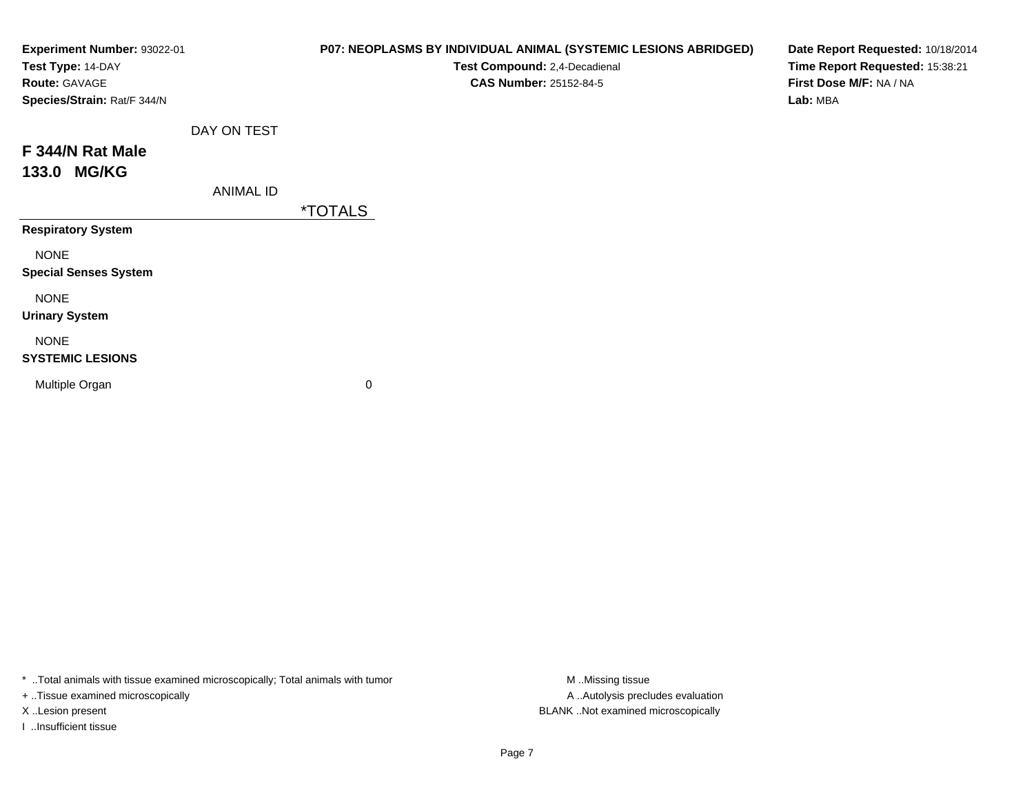**Experiment Number:** 93022-01
**Test Type:** 14-DAY
**Route:** GAVAGE
**Species/Strain:** Rat/F 344/N

**P07: NEOPLASMS BY INDIVIDUAL ANIMAL (SYSTEMIC LESIONS ABRIDGED)**
**Test Compound:** 2,4-Decadienal
**CAS Number:** 25152-84-5

**Date Report Requested:** 10/18/2014
**Time Report Requested:** 15:38:21
**First Dose M/F:** NA / NA
**Lab:** MBA

DAY ON TEST

## F 344/N Rat Male
## 133.0 MG/KG

| ANIMAL ID | *TOTALS |
|---|---|
| **Respiratory System** | |
| NONE | |
| **Special Senses System** | |
| NONE | |
| **Urinary System** | |
| NONE | |
| **SYSTEMIC LESIONS** | |
| Multiple Organ | 0 |

* ..Total animals with tissue examined microscopically; Total animals with tumor
+ ..Tissue examined microscopically
X ..Lesion present
I ..Insufficient tissue

M ..Missing tissue
A ..Autolysis precludes evaluation
BLANK ..Not examined microscopically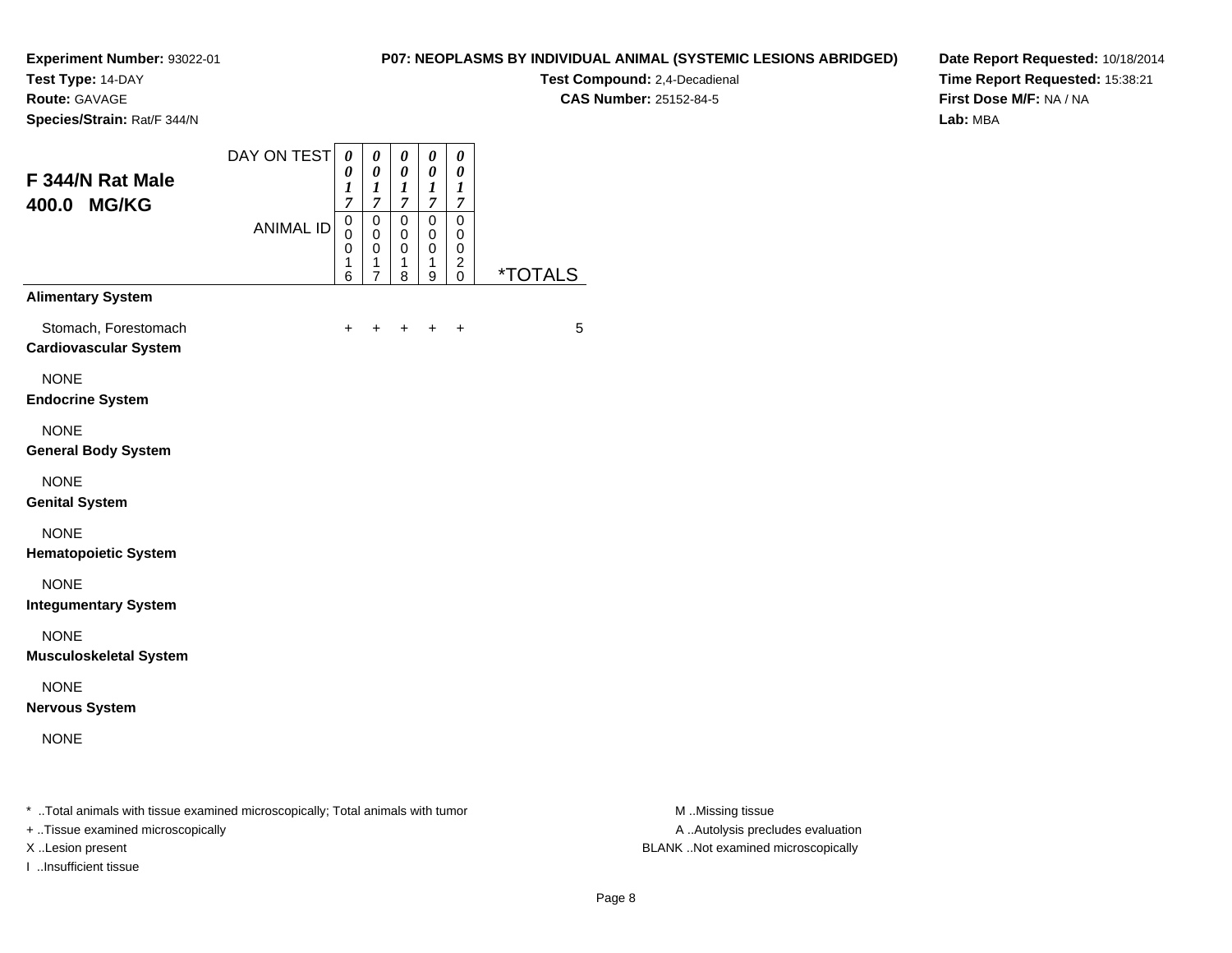**Experiment Number:** 93022-01
**Test Type:** 14-DAY
**Route:** GAVAGE
**Species/Strain:** Rat/F 344/N

**P07: NEOPLASMS BY INDIVIDUAL ANIMAL (SYSTEMIC LESIONS ABRIDGED)**
**Test Compound:** 2,4-Decadienal
**CAS Number:** 25152-84-5

**Date Report Requested:** 10/18/2014
**Time Report Requested:** 15:38:21
**First Dose M/F:** NA / NA
**Lab:** MBA

## F 344/N Rat Male
## 400.0 MG/KG

| | | | | | | |
|---|---|---|---|---|---|---|
| DAY ON TEST | 0017 | 0017 | 0017 | 0017 | 0017 | |
| ANIMAL ID | 00016 | 00017 | 00018 | 00019 | 00020 | *TOTALS |
| **Alimentary System** | | | | | | |
| Stomach, Forestomach | + | + | + | + | + | 5 |
| **Cardiovascular System** | | | | | | |
| NONE | | | | | | |
| **Endocrine System** | | | | | | |
| NONE | | | | | | |
| **General Body System** | | | | | | |
| NONE | | | | | | |
| **Genital System** | | | | | | |
| NONE | | | | | | |
| **Hematopoietic System** | | | | | | |
| NONE | | | | | | |
| **Integumentary System** | | | | | | |
| NONE | | | | | | |
| **Musculoskeletal System** | | | | | | |
| NONE | | | | | | |
| **Nervous System** | | | | | | |
| NONE | | | | | | |

* ..Total animals with tissue examined microscopically; Total animals with tumor
+ ..Tissue examined microscopically
X ..Lesion present
I ..Insufficient tissue

M ..Missing tissue
A ..Autolysis precludes evaluation
BLANK ..Not examined microscopically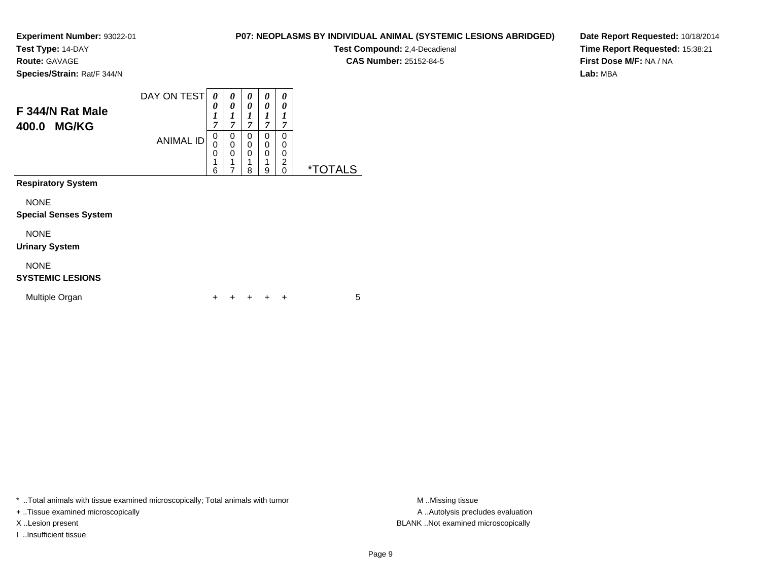**Experiment Number:** 93022-01
**Test Type:** 14-DAY
**Route:** GAVAGE
**Species/Strain:** Rat/F 344/N

**P07: NEOPLASMS BY INDIVIDUAL ANIMAL (SYSTEMIC LESIONS ABRIDGED)**
**Test Compound:** 2,4-Decadienal
**CAS Number:** 25152-84-5

**Date Report Requested:** 10/18/2014
**Time Report Requested:** 15:38:21
**First Dose M/F:** NA / NA
**Lab:** MBA

## F 344/N Rat Male
## 400.0 MG/KG

| DAY ON TEST | 0017 | 0017 | 0017 | 0017 | 0017 | |
|---|---|---|---|---|---|---|
| **ANIMAL ID** | 00016 | 00017 | 00018 | 00019 | 00020 | ***TOTALS** |
| **Respiratory System** | | | | | | |
| NONE | | | | | | |
| **Special Senses System** | | | | | | |
| NONE | | | | | | |
| **Urinary System** | | | | | | |
| NONE | | | | | | |
| **SYSTEMIC LESIONS** | | | | | | |
| Multiple Organ | + | + | + | + | + | 5 |

* ..Total animals with tissue examined microscopically; Total animals with tumor
+ ..Tissue examined microscopically
X ..Lesion present
I ..Insufficient tissue

M ..Missing tissue
A ..Autolysis precludes evaluation
BLANK ..Not examined microscopically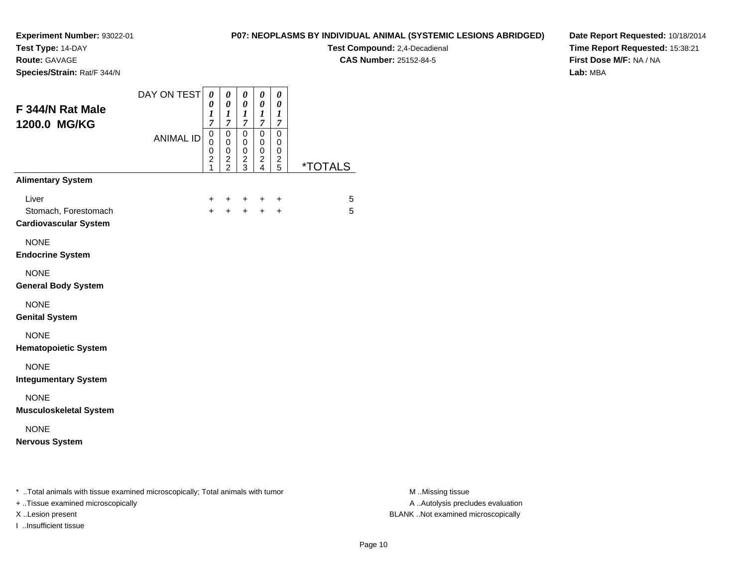**Experiment Number:** 93022-01
**Test Type:** 14-DAY
**Route:** GAVAGE
**Species/Strain:** Rat/F 344/N

**P07: NEOPLASMS BY INDIVIDUAL ANIMAL (SYSTEMIC LESIONS ABRIDGED)**
**Test Compound:** 2,4-Decadienal
**CAS Number:** 25152-84-5

**Date Report Requested:** 10/18/2014
**Time Report Requested:** 15:38:21
**First Dose M/F:** NA / NA
**Lab:** MBA

## F 344/N Rat Male 1200.0 MG/KG

| DAY ON TEST | 0017 | 0017 | 0017 | 0017 | 0017 | |
|---|---|---|---|---|---|---|
| ANIMAL ID | 00021 | 00022 | 00023 | 00024 | 00025 | *TOTALS |
| **Alimentary System** | | | | | | |
| Liver | + | + | + | + | + | 5 |
| Stomach, Forestomach | + | + | + | + | + | 5 |
| **Cardiovascular System** | | | | | | |
| NONE | | | | | | |
| **Endocrine System** | | | | | | |
| NONE | | | | | | |
| **General Body System** | | | | | | |
| NONE | | | | | | |
| **Genital System** | | | | | | |
| NONE | | | | | | |
| **Hematopoietic System** | | | | | | |
| NONE | | | | | | |
| **Integumentary System** | | | | | | |
| NONE | | | | | | |
| **Musculoskeletal System** | | | | | | |
| NONE | | | | | | |
| **Nervous System** | | | | | | |

* ..Total animals with tissue examined microscopically; Total animals with tumor
+ ..Tissue examined microscopically
X ..Lesion present
I ..Insufficient tissue

M ..Missing tissue
A ..Autolysis precludes evaluation
BLANK ..Not examined microscopically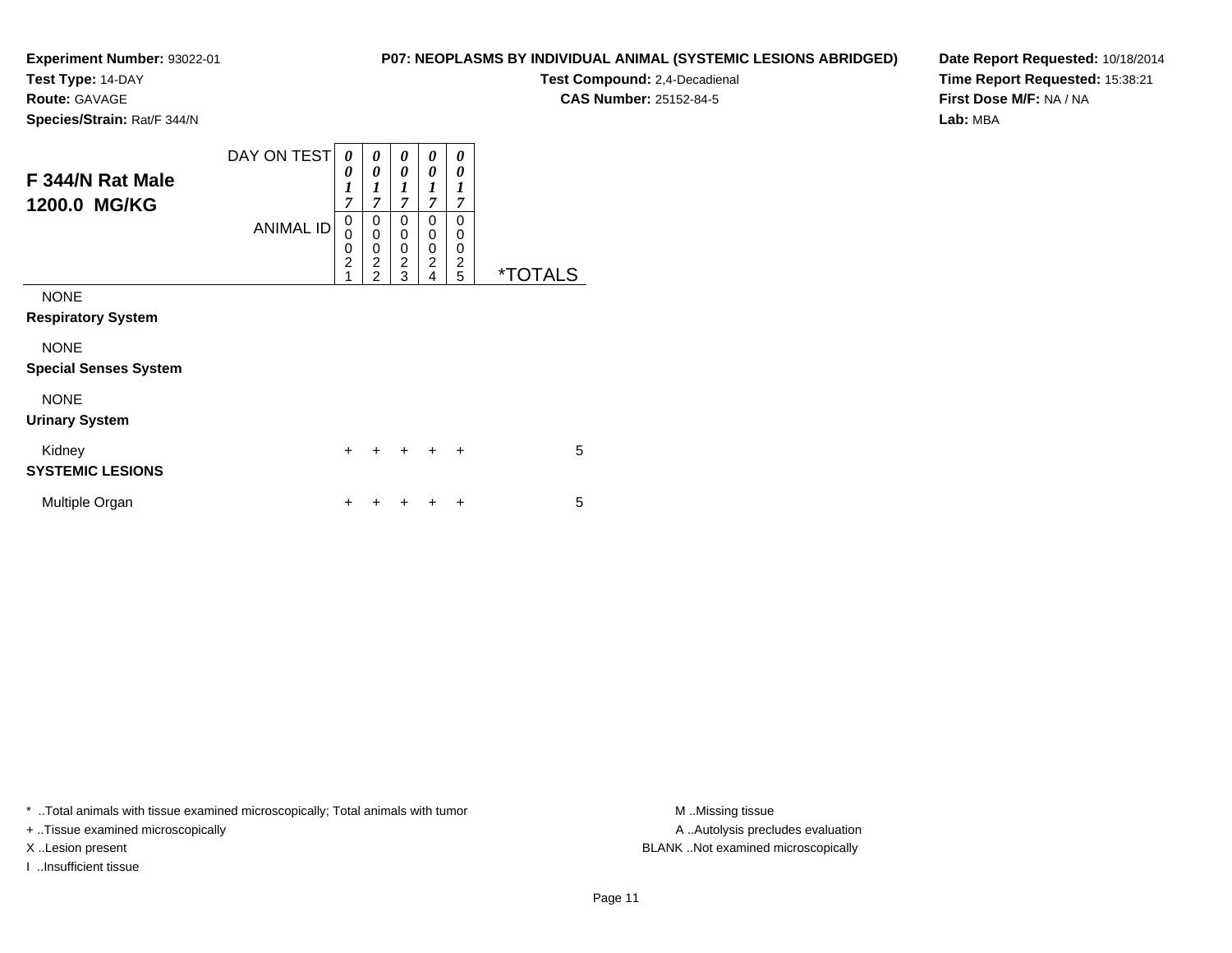**Experiment Number:** 93022-01
**Test Type:** 14-DAY
**Route:** GAVAGE
**Species/Strain:** Rat/F 344/N

**P07: NEOPLASMS BY INDIVIDUAL ANIMAL (SYSTEMIC LESIONS ABRIDGED)**
**Test Compound:** 2,4-Decadienal
**CAS Number:** 25152-84-5

**Date Report Requested:** 10/18/2014
**Time Report Requested:** 15:38:21
**First Dose M/F:** NA / NA
**Lab:** MBA

## F 344/N Rat Male 1200.0 MG/KG

| DAY ON TEST | 0017 | 0017 | 0017 | 0017 | 0017 | |
|---|---|---|---|---|---|---|
| **ANIMAL ID** | 00021 | 00022 | 00023 | 00024 | 00025 | ***TOTALS** |
| NONE | | | | | | |
| **Respiratory System** | | | | | | |
| NONE | | | | | | |
| **Special Senses System** | | | | | | |
| NONE | | | | | | |
| **Urinary System** | | | | | | |
| Kidney | + | + | + | + | + | 5 |
| **SYSTEMIC LESIONS** | | | | | | |
| Multiple Organ | + | + | + | + | + | 5 |

* ..Total animals with tissue examined microscopically; Total animals with tumor
+ ..Tissue examined microscopically
X ..Lesion present
I ..Insufficient tissue

M ..Missing tissue
A ..Autolysis precludes evaluation
BLANK ..Not examined microscopically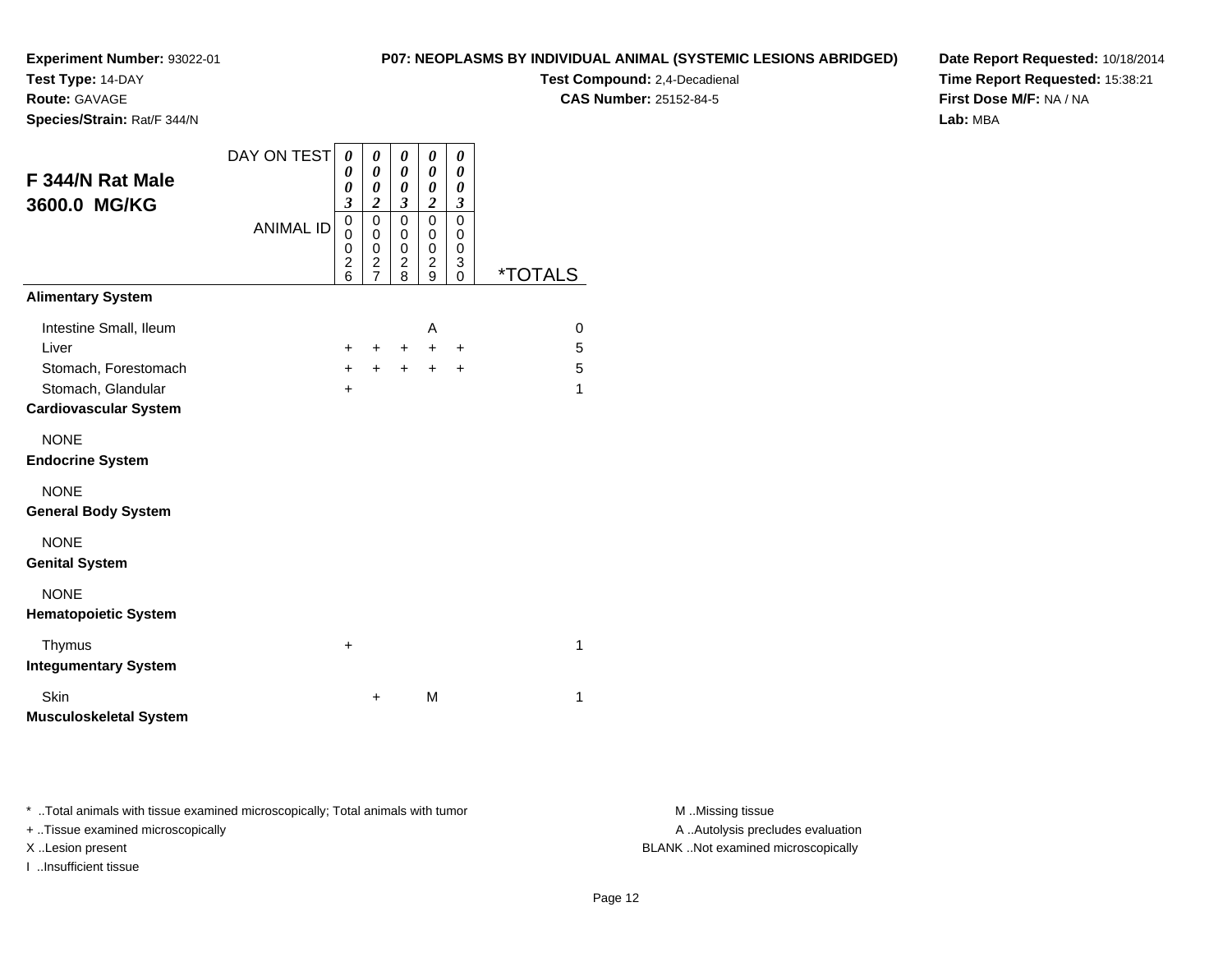**Experiment Number:** 93022-01
**Test Type:** 14-DAY
**Route:** GAVAGE
**Species/Strain:** Rat/F 344/N

**P07: NEOPLASMS BY INDIVIDUAL ANIMAL (SYSTEMIC LESIONS ABRIDGED)**
**Test Compound:** 2,4-Decadienal
**CAS Number:** 25152-84-5

**Date Report Requested:** 10/18/2014
**Time Report Requested:** 15:38:21
**First Dose M/F:** NA / NA
**Lab:** MBA

## F 344/N Rat Male 3600.0 MG/KG

| | | | | | | |
|---|---|---|---|---|---|---|
| DAY ON TEST | 0003 | 0002 | 0003 | 0002 | 0003 | |
| ANIMAL ID | 00026 | 00027 | 00028 | 00029 | 00030 | *TOTALS |
| **Alimentary System** | | | | | | |
| Intestine Small, Ileum | | | | A | | 0 |
| Liver | + | + | + | + | + | 5 |
| Stomach, Forestomach | + | + | + | + | + | 5 |
| Stomach, Glandular | + | | | | | 1 |
| **Cardiovascular System** | | | | | | |
| NONE | | | | | | |
| **Endocrine System** | | | | | | |
| NONE | | | | | | |
| **General Body System** | | | | | | |
| NONE | | | | | | |
| **Genital System** | | | | | | |
| NONE | | | | | | |
| **Hematopoietic System** | | | | | | |
| Thymus | + | | | | | 1 |
| **Integumentary System** | | | | | | |
| Skin | | + | | M | | 1 |
| **Musculoskeletal System** | | | | | | |

* ..Total animals with tissue examined microscopically; Total animals with tumor
+ ..Tissue examined microscopically
X ..Lesion present
I ..Insufficient tissue

M ..Missing tissue
A ..Autolysis precludes evaluation
BLANK ..Not examined microscopically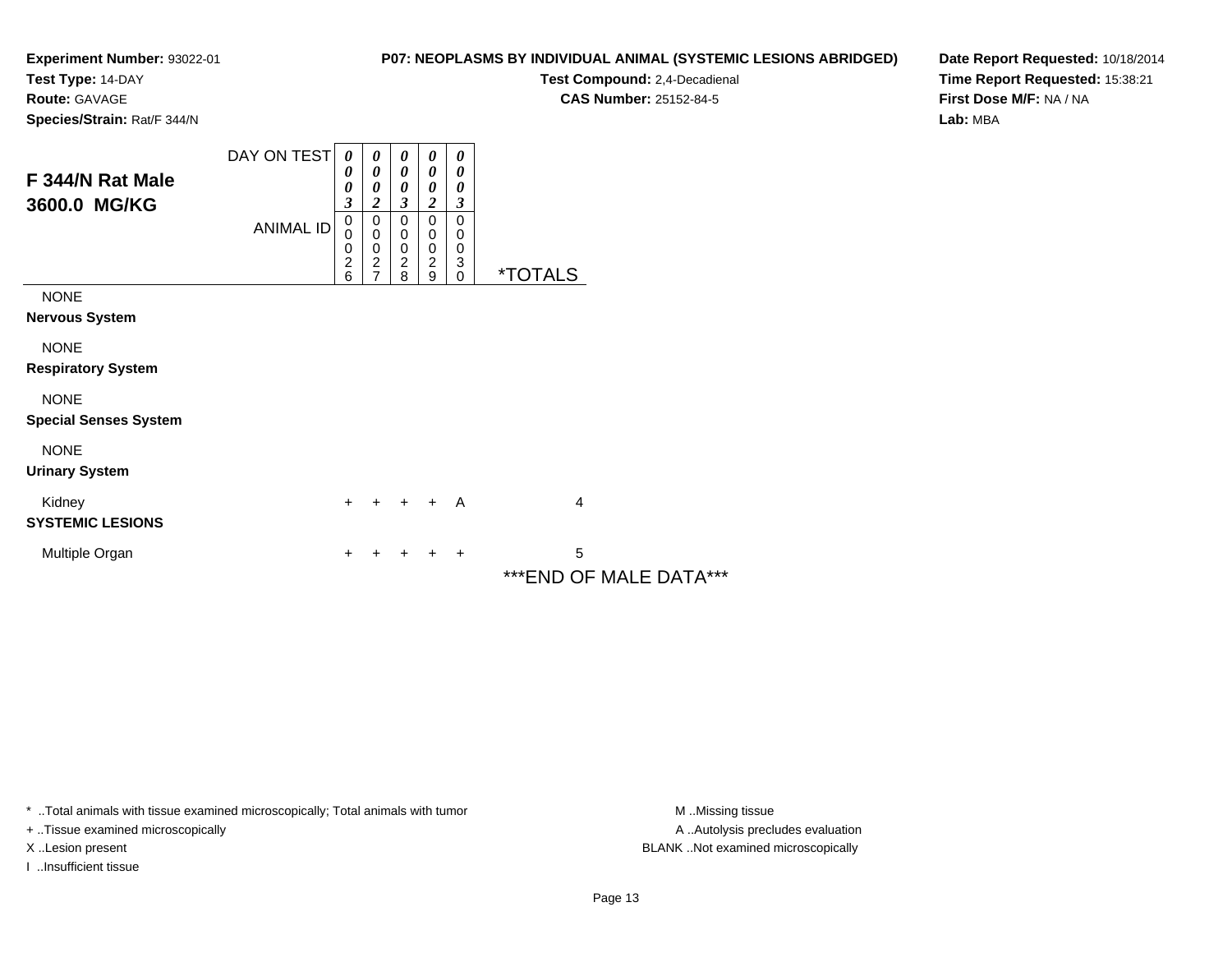**Experiment Number:** 93022-01
**Test Type:** 14-DAY
**Route:** GAVAGE
**Species/Strain:** Rat/F 344/N

**P07: NEOPLASMS BY INDIVIDUAL ANIMAL (SYSTEMIC LESIONS ABRIDGED)**
**Test Compound:** 2,4-Decadienal
**CAS Number:** 25152-84-5

**Date Report Requested:** 10/18/2014
**Time Report Requested:** 15:38:21
**First Dose M/F:** NA / NA
**Lab:** MBA

## F 344/N Rat Male 3600.0 MG/KG

| DAY ON TEST | 0003 | 0002 | 0003 | 0002 | 0003 | |
|---|---|---|---|---|---|---|
| ANIMAL ID | 00026 | 00027 | 00028 | 00029 | 00030 | *TOTALS |
| NONE | | | | | | |
| **Nervous System** | | | | | | |
| NONE | | | | | | |
| **Respiratory System** | | | | | | |
| NONE | | | | | | |
| **Special Senses System** | | | | | | |
| NONE | | | | | | |
| **Urinary System** | | | | | | |
| Kidney | + | + | + | + | A | 4 |
| **SYSTEMIC LESIONS** | | | | | | |
| Multiple Organ | + | + | + | + | + | 5 |

***END OF MALE DATA***

* ..Total animals with tissue examined microscopically; Total animals with tumor
+ ..Tissue examined microscopically
X ..Lesion present
I ..Insufficient tissue

M ..Missing tissue
A ..Autolysis precludes evaluation
BLANK ..Not examined microscopically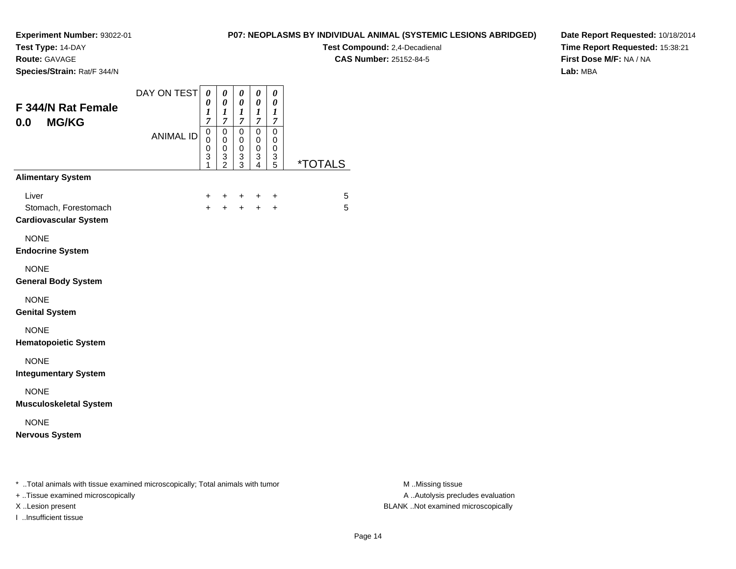**Experiment Number:** 93022-01
**Test Type:** 14-DAY
**Route:** GAVAGE
**Species/Strain:** Rat/F 344/N

**P07: NEOPLASMS BY INDIVIDUAL ANIMAL (SYSTEMIC LESIONS ABRIDGED)**
**Test Compound:** 2,4-Decadienal
**CAS Number:** 25152-84-5

**Date Report Requested:** 10/18/2014
**Time Report Requested:** 15:38:21
**First Dose M/F:** NA / NA
**Lab:** MBA

## F 344/N Rat Female
## 0.0 MG/KG

| | | | | | | |
|---|---|---|---|---|---|---|
| DAY ON TEST | 0017 | 0017 | 0017 | 0017 | 0017 | |
| ANIMAL ID | 00031 | 00032 | 00033 | 00034 | 00035 | *TOTALS |
| **Alimentary System** | | | | | | |
| Liver | + | + | + | + | + | 5 |
| Stomach, Forestomach | + | + | + | + | + | 5 |
| **Cardiovascular System** | | | | | | |
| NONE | | | | | | |
| **Endocrine System** | | | | | | |
| NONE | | | | | | |
| **General Body System** | | | | | | |
| NONE | | | | | | |
| **Genital System** | | | | | | |
| NONE | | | | | | |
| **Hematopoietic System** | | | | | | |
| NONE | | | | | | |
| **Integumentary System** | | | | | | |
| NONE | | | | | | |
| **Musculoskeletal System** | | | | | | |
| NONE | | | | | | |
| **Nervous System** | | | | | | |

* ..Total animals with tissue examined microscopically; Total animals with tumor
+ ..Tissue examined microscopically
X ..Lesion present
I ..Insufficient tissue

M ..Missing tissue
A ..Autolysis precludes evaluation
BLANK ..Not examined microscopically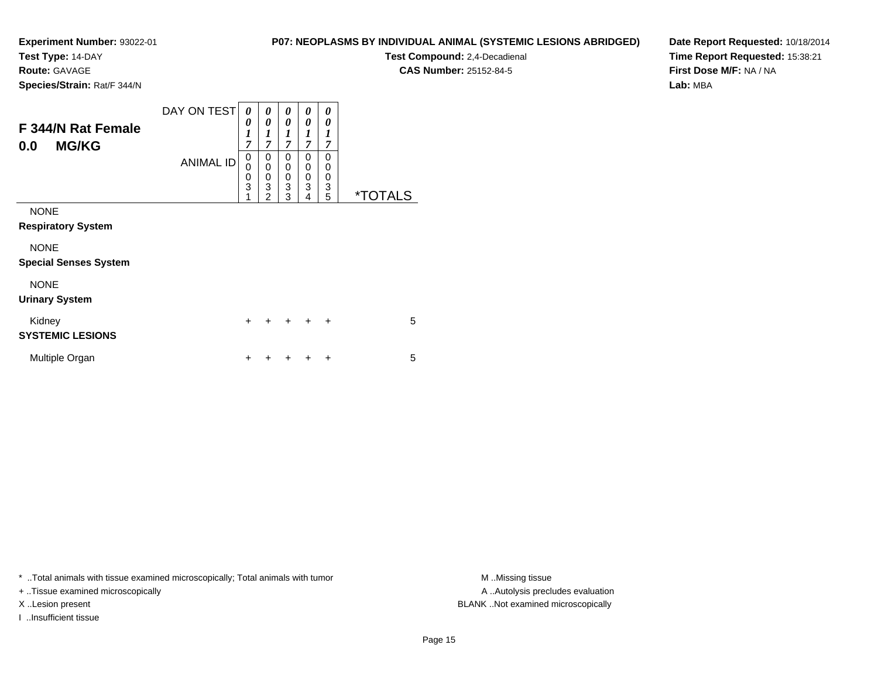**Experiment Number:** 93022-01
**Test Type:** 14-DAY
**Route:** GAVAGE
**Species/Strain:** Rat/F 344/N

**P07: NEOPLASMS BY INDIVIDUAL ANIMAL (SYSTEMIC LESIONS ABRIDGED)**
**Test Compound:** 2,4-Decadienal
**CAS Number:** 25152-84-5

**Date Report Requested:** 10/18/2014
**Time Report Requested:** 15:38:21
**First Dose M/F:** NA / NA
**Lab:** MBA

## F 344/N Rat Female
## 0.0 MG/KG

| DAY ON TEST | 0017 | 0017 | 0017 | 0017 | 0017 | |
|---|---|---|---|---|---|---|
| ANIMAL ID | 00031 | 00032 | 00033 | 00034 | 00035 | *TOTALS |
| NONE | | | | | | |
| **Respiratory System** | | | | | | |
| NONE | | | | | | |
| **Special Senses System** | | | | | | |
| NONE | | | | | | |
| **Urinary System** | | | | | | |
| Kidney | + | + | + | + | + | 5 |
| **SYSTEMIC LESIONS** | | | | | | |
| Multiple Organ | + | + | + | + | + | 5 |

* ..Total animals with tissue examined microscopically; Total animals with tumor
+ ..Tissue examined microscopically
X ..Lesion present
I ..Insufficient tissue

M ..Missing tissue
A ..Autolysis precludes evaluation
BLANK ..Not examined microscopically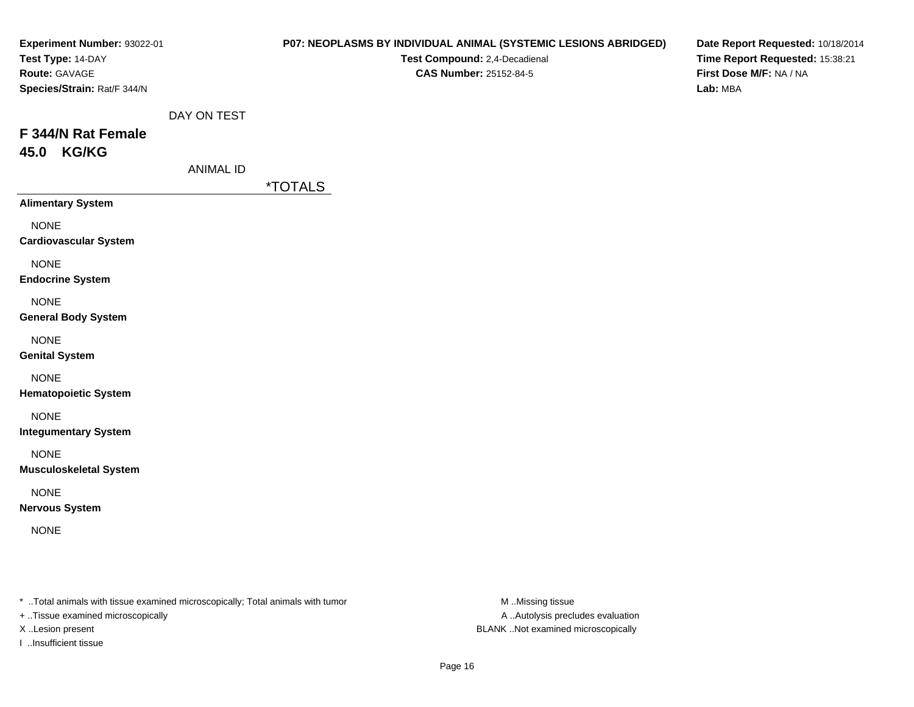**Experiment Number:** 93022-01
**Test Type:** 14-DAY
**Route:** GAVAGE
**Species/Strain:** Rat/F 344/N

**P07: NEOPLASMS BY INDIVIDUAL ANIMAL (SYSTEMIC LESIONS ABRIDGED)**
**Test Compound:** 2,4-Decadienal
**CAS Number:** 25152-84-5

**Date Report Requested:** 10/18/2014
**Time Report Requested:** 15:38:21
**First Dose M/F:** NA / NA
**Lab:** MBA

DAY ON TEST

## F 344/N Rat Female
## 45.0 KG/KG

ANIMAL ID

| | *TOTALS |
|---|---|
| **Alimentary System** | |
| NONE | |
| **Cardiovascular System** | |
| NONE | |
| **Endocrine System** | |
| NONE | |
| **General Body System** | |
| NONE | |
| **Genital System** | |
| NONE | |
| **Hematopoietic System** | |
| NONE | |
| **Integumentary System** | |
| NONE | |
| **Musculoskeletal System** | |
| NONE | |
| **Nervous System** | |
| NONE | |

* ..Total animals with tissue examined microscopically; Total animals with tumor
+ ..Tissue examined microscopically
X ..Lesion present
I ..Insufficient tissue

M ..Missing tissue
A ..Autolysis precludes evaluation
BLANK ..Not examined microscopically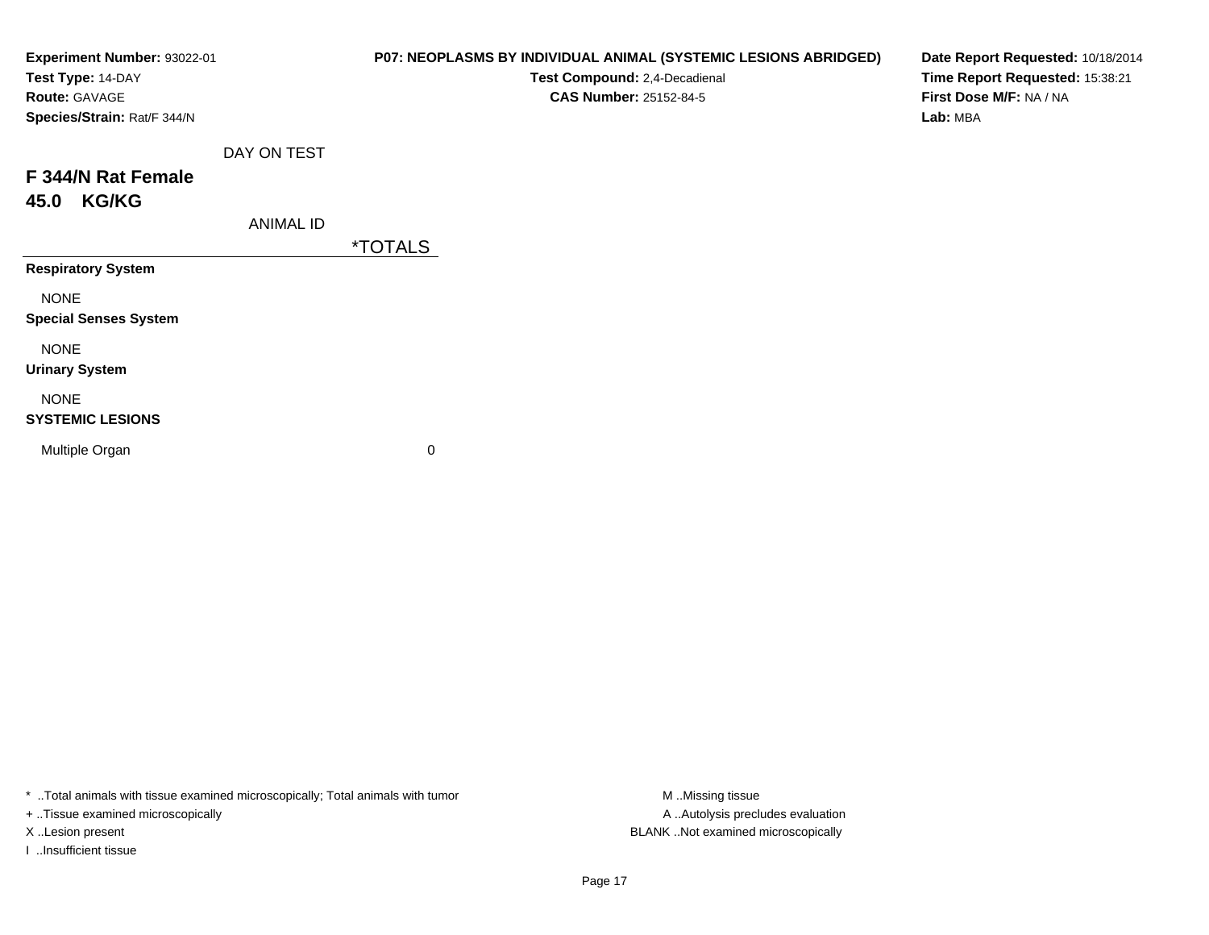**Experiment Number:** 93022-01
**Test Type:** 14-DAY
**Route:** GAVAGE
**Species/Strain:** Rat/F 344/N

**P07: NEOPLASMS BY INDIVIDUAL ANIMAL (SYSTEMIC LESIONS ABRIDGED)**
**Test Compound:** 2,4-Decadienal
**CAS Number:** 25152-84-5

**Date Report Requested:** 10/18/2014
**Time Report Requested:** 15:38:21
**First Dose M/F:** NA / NA
**Lab:** MBA

DAY ON TEST

## F 344/N Rat Female
## 45.0 KG/KG

ANIMAL ID

| | *TOTALS |
|---|---|
| **Respiratory System** | |
| NONE | |
| **Special Senses System** | |
| NONE | |
| **Urinary System** | |
| NONE | |
| **SYSTEMIC LESIONS** | |
| Multiple Organ | 0 |

* ..Total animals with tissue examined microscopically; Total animals with tumor
+ ..Tissue examined microscopically
X ..Lesion present
I ..Insufficient tissue

M ..Missing tissue
A ..Autolysis precludes evaluation
BLANK ..Not examined microscopically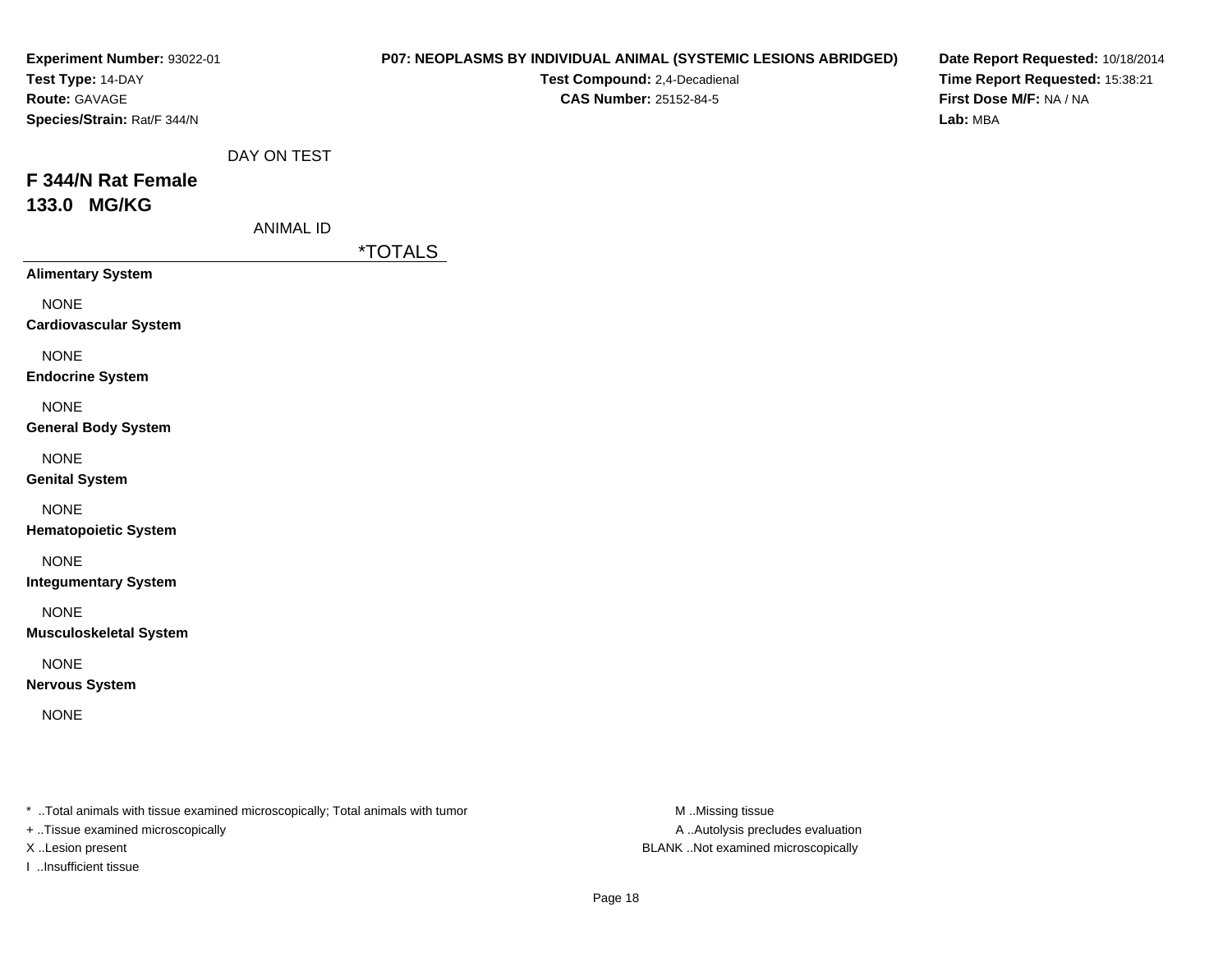**Experiment Number:** 93022-01
**Test Type:** 14-DAY
**Route:** GAVAGE
**Species/Strain:** Rat/F 344/N

**P07: NEOPLASMS BY INDIVIDUAL ANIMAL (SYSTEMIC LESIONS ABRIDGED)**
**Test Compound:** 2,4-Decadienal
**CAS Number:** 25152-84-5

**Date Report Requested:** 10/18/2014
**Time Report Requested:** 15:38:21
**First Dose M/F:** NA / NA
**Lab:** MBA

DAY ON TEST

## F 344/N Rat Female
## 133.0 MG/KG

ANIMAL ID

| | *TOTALS |
|---|---|
| **Alimentary System** | |
| NONE | |
| **Cardiovascular System** | |
| NONE | |
| **Endocrine System** | |
| NONE | |
| **General Body System** | |
| NONE | |
| **Genital System** | |
| NONE | |
| **Hematopoietic System** | |
| NONE | |
| **Integumentary System** | |
| NONE | |
| **Musculoskeletal System** | |
| NONE | |
| **Nervous System** | |
| NONE | |

* ..Total animals with tissue examined microscopically; Total animals with tumor
+ ..Tissue examined microscopically
X ..Lesion present
I ..Insufficient tissue

M ..Missing tissue
A ..Autolysis precludes evaluation
BLANK ..Not examined microscopically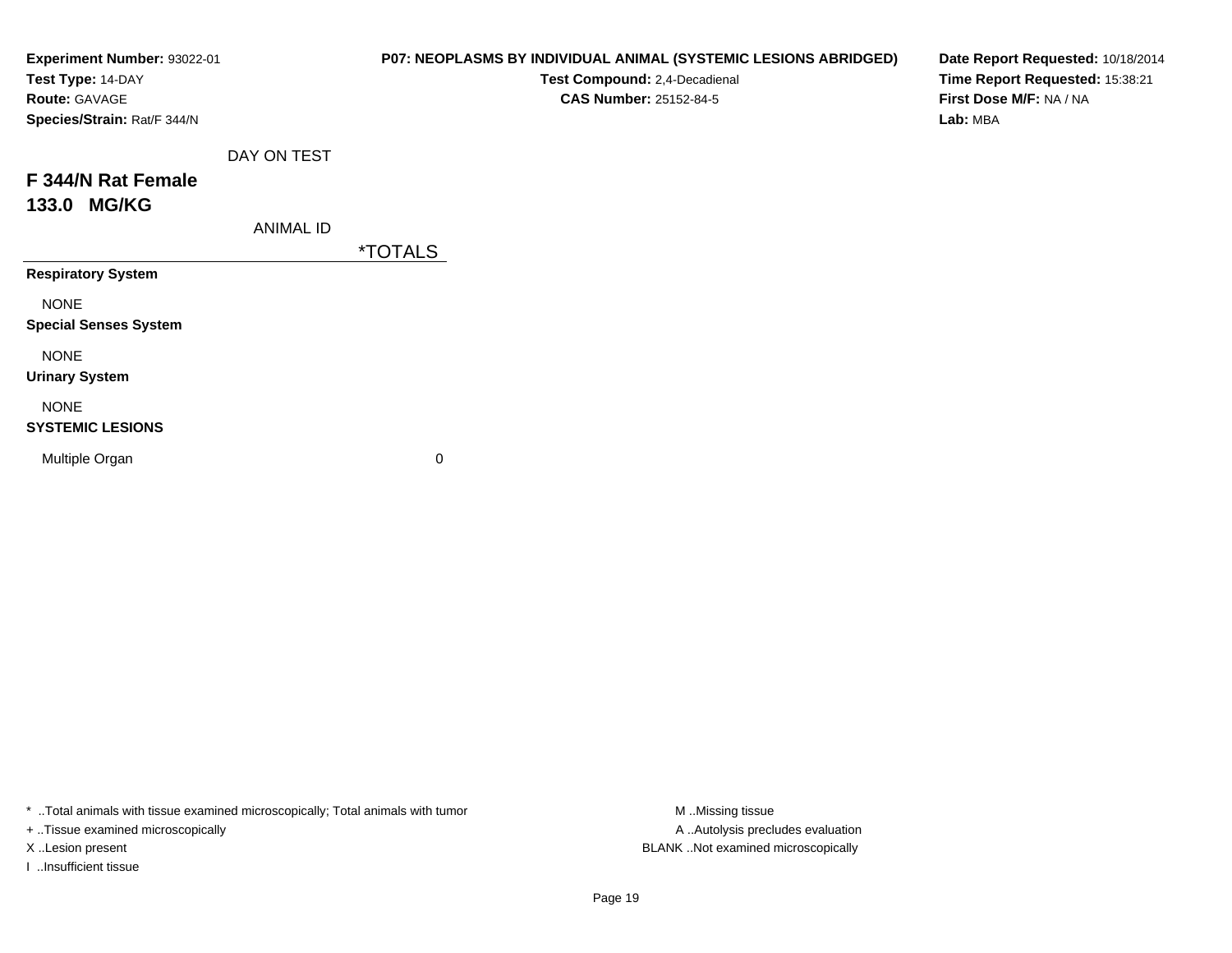**Experiment Number:** 93022-01
**Test Type:** 14-DAY
**Route:** GAVAGE
**Species/Strain:** Rat/F 344/N

**P07: NEOPLASMS BY INDIVIDUAL ANIMAL (SYSTEMIC LESIONS ABRIDGED)**
**Test Compound:** 2,4-Decadienal
**CAS Number:** 25152-84-5

**Date Report Requested:** 10/18/2014
**Time Report Requested:** 15:38:21
**First Dose M/F:** NA / NA
**Lab:** MBA

## F 344/N Rat Female
## 133.0 MG/KG

| DAY ON TEST / ANIMAL ID | *TOTALS |
|---|---|
| **Respiratory System** | |
| NONE | |
| **Special Senses System** | |
| NONE | |
| **Urinary System** | |
| NONE | |
| **SYSTEMIC LESIONS** | |
| Multiple Organ | 0 |

* ..Total animals with tissue examined microscopically; Total animals with tumor
+ ..Tissue examined microscopically
X ..Lesion present
I ..Insufficient tissue

M ..Missing tissue
A ..Autolysis precludes evaluation
BLANK ..Not examined microscopically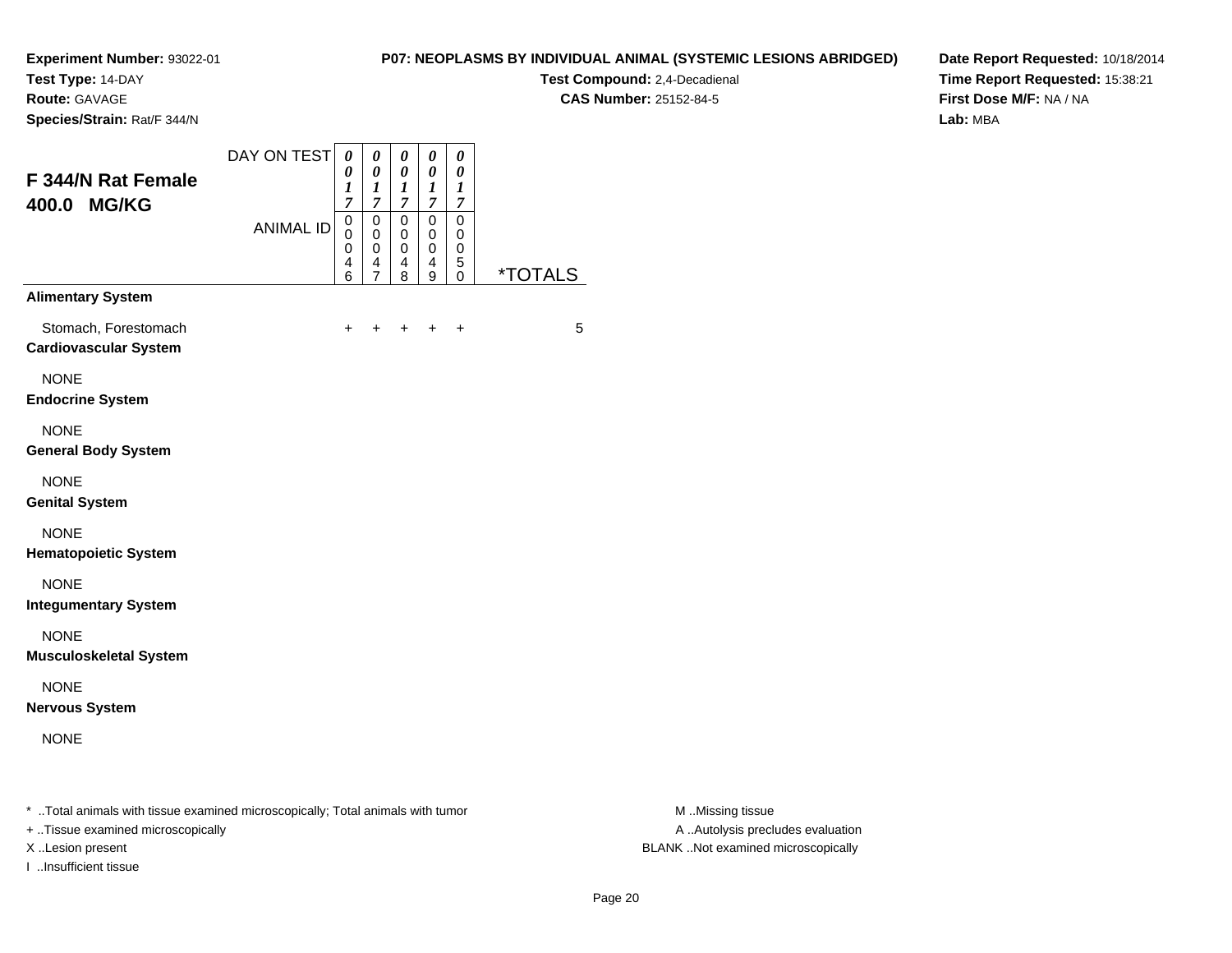**Experiment Number:** 93022-01
**Test Type:** 14-DAY
**Route:** GAVAGE
**Species/Strain:** Rat/F 344/N

**P07: NEOPLASMS BY INDIVIDUAL ANIMAL (SYSTEMIC LESIONS ABRIDGED)**
**Test Compound:** 2,4-Decadienal
**CAS Number:** 25152-84-5

**Date Report Requested:** 10/18/2014
**Time Report Requested:** 15:38:21
**First Dose M/F:** NA / NA
**Lab:** MBA

## F 344/N Rat Female 400.0 MG/KG

| DAY ON TEST | 0017 | 0017 | 0017 | 0017 | 0017 | |
|---|---|---|---|---|---|---|
| ANIMAL ID | 00046 | 00047 | 00048 | 00049 | 00050 | *TOTALS |
| **Alimentary System** | | | | | | |
| Stomach, Forestomach | + | + | + | + | + | 5 |
| **Cardiovascular System** | | | | | | |
| NONE | | | | | | |
| **Endocrine System** | | | | | | |
| NONE | | | | | | |
| **General Body System** | | | | | | |
| NONE | | | | | | |
| **Genital System** | | | | | | |
| NONE | | | | | | |
| **Hematopoietic System** | | | | | | |
| NONE | | | | | | |
| **Integumentary System** | | | | | | |
| NONE | | | | | | |
| **Musculoskeletal System** | | | | | | |
| NONE | | | | | | |
| **Nervous System** | | | | | | |
| NONE | | | | | | |

* ..Total animals with tissue examined microscopically; Total animals with tumor
+ ..Tissue examined microscopically
X ..Lesion present
I ..Insufficient tissue

M ..Missing tissue
A ..Autolysis precludes evaluation
BLANK ..Not examined microscopically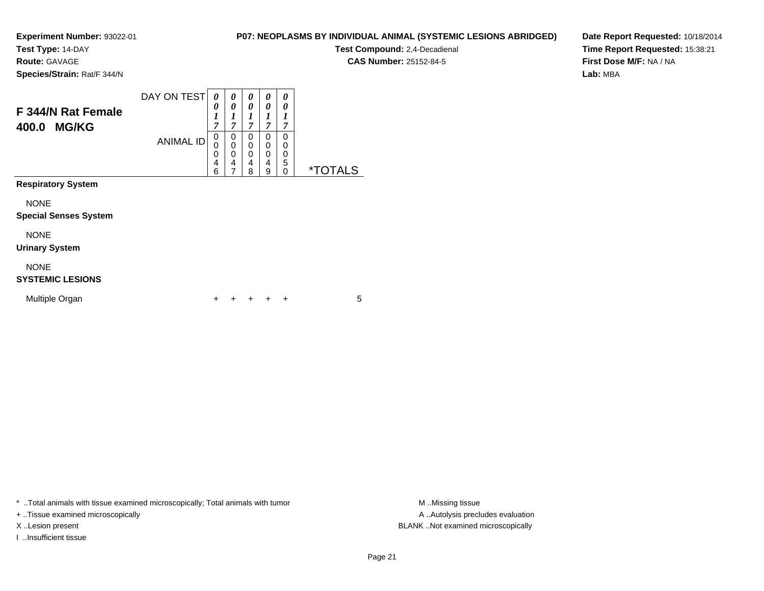**Experiment Number:** 93022-01
**Test Type:** 14-DAY
**Route:** GAVAGE
**Species/Strain:** Rat/F 344/N

**P07: NEOPLASMS BY INDIVIDUAL ANIMAL (SYSTEMIC LESIONS ABRIDGED)**
**Test Compound:** 2,4-Decadienal
**CAS Number:** 25152-84-5

**Date Report Requested:** 10/18/2014
**Time Report Requested:** 15:38:21
**First Dose M/F:** NA / NA
**Lab:** MBA

## F 344/N Rat Female 400.0 MG/KG

| DAY ON TEST | 0017 | 0017 | 0017 | 0017 | 0017 | |
|---|---|---|---|---|---|---|
| ANIMAL ID | 00046 | 00047 | 00048 | 00049 | 00050 | *TOTALS |
| **Respiratory System** | | | | | | |
| NONE | | | | | | |
| **Special Senses System** | | | | | | |
| NONE | | | | | | |
| **Urinary System** | | | | | | |
| NONE | | | | | | |
| **SYSTEMIC LESIONS** | | | | | | |
| Multiple Organ | + | + | + | + | + | 5 |

* ..Total animals with tissue examined microscopically; Total animals with tumor
+ ..Tissue examined microscopically
X ..Lesion present
I ..Insufficient tissue

M ..Missing tissue
A ..Autolysis precludes evaluation
BLANK ..Not examined microscopically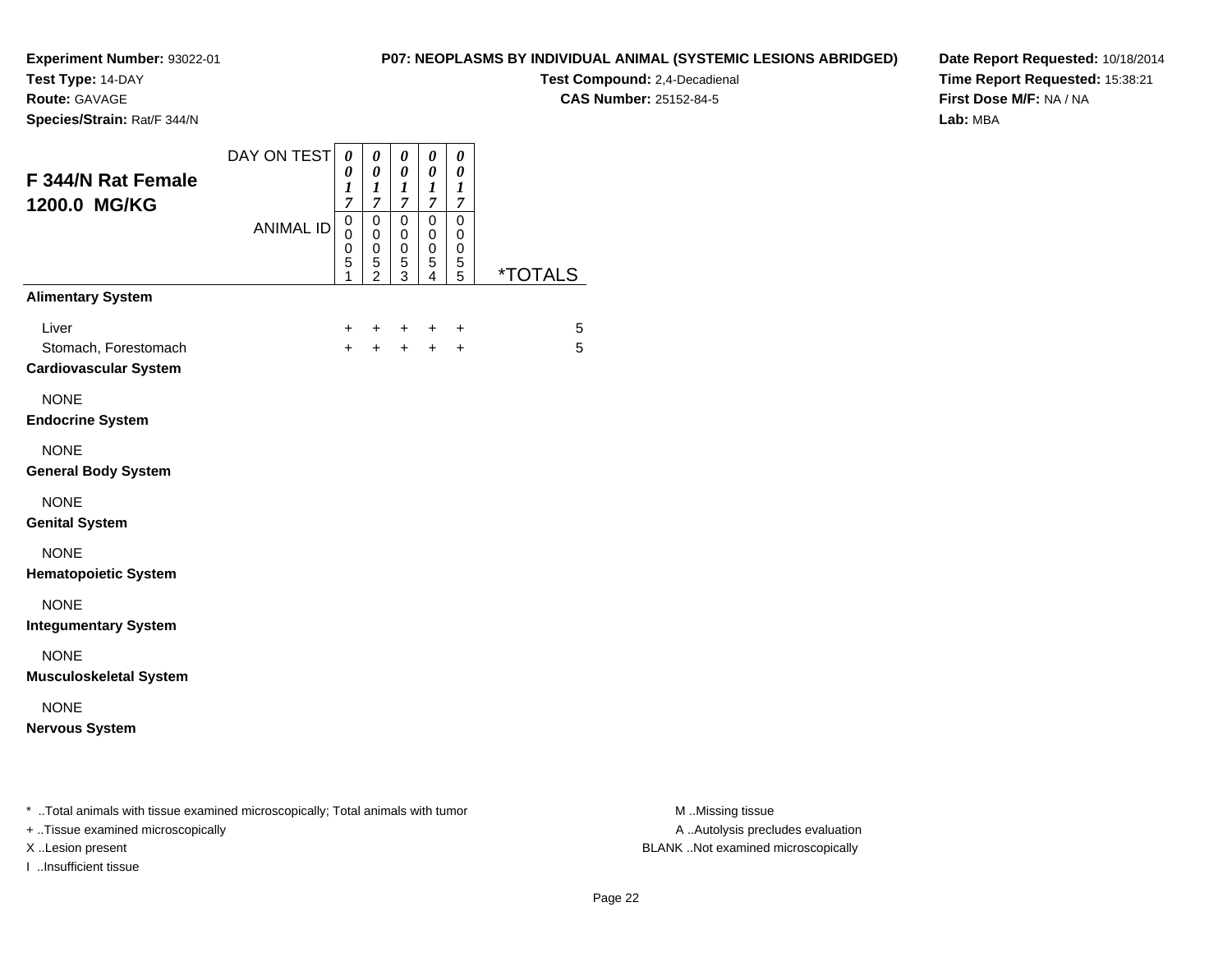**Experiment Number:** 93022-01
**Test Type:** 14-DAY
**Route:** GAVAGE
**Species/Strain:** Rat/F 344/N

**P07: NEOPLASMS BY INDIVIDUAL ANIMAL (SYSTEMIC LESIONS ABRIDGED)**
**Test Compound:** 2,4-Decadienal
**CAS Number:** 25152-84-5

**Date Report Requested:** 10/18/2014
**Time Report Requested:** 15:38:21
**First Dose M/F:** NA / NA
**Lab:** MBA

## F 344/N Rat Female 1200.0 MG/KG

| | | | | | | |
|---|---|---|---|---|---|---|
| DAY ON TEST | 0017 | 0017 | 0017 | 0017 | 0017 | |
| ANIMAL ID | 00051 | 00052 | 00053 | 00054 | 00055 | *TOTALS |
| **Alimentary System** | | | | | | |
| Liver | + | + | + | + | + | 5 |
| Stomach, Forestomach | + | + | + | + | + | 5 |
| **Cardiovascular System** | | | | | | |
| NONE | | | | | | |
| **Endocrine System** | | | | | | |
| NONE | | | | | | |
| **General Body System** | | | | | | |
| NONE | | | | | | |
| **Genital System** | | | | | | |
| NONE | | | | | | |
| **Hematopoietic System** | | | | | | |
| NONE | | | | | | |
| **Integumentary System** | | | | | | |
| NONE | | | | | | |
| **Musculoskeletal System** | | | | | | |
| NONE | | | | | | |
| **Nervous System** | | | | | | |

* ..Total animals with tissue examined microscopically; Total animals with tumor
+ ..Tissue examined microscopically
X ..Lesion present
I ..Insufficient tissue

M ..Missing tissue
A ..Autolysis precludes evaluation
BLANK ..Not examined microscopically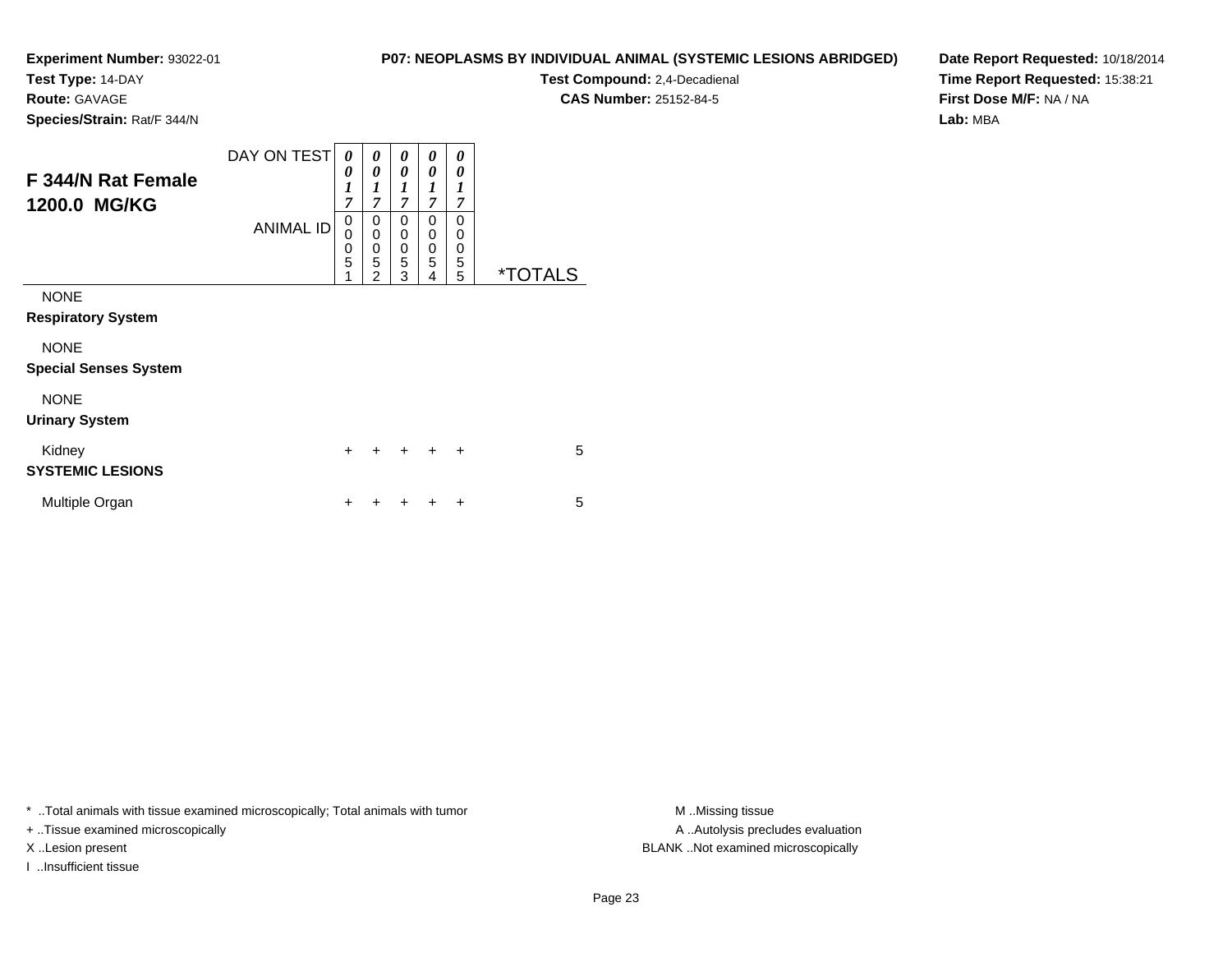**Experiment Number:** 93022-01
**Test Type:** 14-DAY
**Route:** GAVAGE
**Species/Strain:** Rat/F 344/N

**P07: NEOPLASMS BY INDIVIDUAL ANIMAL (SYSTEMIC LESIONS ABRIDGED)**
**Test Compound:** 2,4-Decadienal
**CAS Number:** 25152-84-5

**Date Report Requested:** 10/18/2014
**Time Report Requested:** 15:38:21
**First Dose M/F:** NA / NA
**Lab:** MBA

## F 344/N Rat Female 1200.0 MG/KG

| | | | | | | |
|---|---|---|---|---|---|---|
| DAY ON TEST | 0017 | 0017 | 0017 | 0017 | 0017 | |
| ANIMAL ID | 00051 | 00052 | 00053 | 00054 | 00055 | *TOTALS |
| NONE | | | | | | |
| **Respiratory System** | | | | | | |
| NONE | | | | | | |
| **Special Senses System** | | | | | | |
| NONE | | | | | | |
| **Urinary System** | | | | | | |
| Kidney | + | + | + | + | + | 5 |
| **SYSTEMIC LESIONS** | | | | | | |
| Multiple Organ | + | + | + | + | + | 5 |

* ..Total animals with tissue examined microscopically; Total animals with tumor
+ ..Tissue examined microscopically
X ..Lesion present
I ..Insufficient tissue

M ..Missing tissue
A ..Autolysis precludes evaluation
BLANK ..Not examined microscopically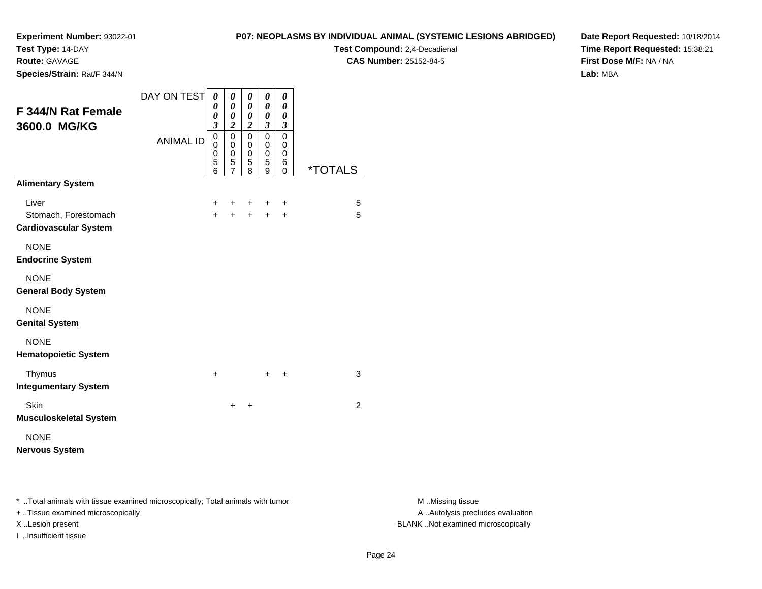**Experiment Number:** 93022-01
**Test Type:** 14-DAY
**Route:** GAVAGE
**Species/Strain:** Rat/F 344/N

**P07: NEOPLASMS BY INDIVIDUAL ANIMAL (SYSTEMIC LESIONS ABRIDGED)**
**Test Compound:** 2,4-Decadienal
**CAS Number:** 25152-84-5

**Date Report Requested:** 10/18/2014
**Time Report Requested:** 15:38:21
**First Dose M/F:** NA / NA
**Lab:** MBA

## F 344/N Rat Female 3600.0 MG/KG

| DAY ON TEST | 0003 | 0002 | 0002 | 0003 | 0003 | |
|---|---|---|---|---|---|---|
| ANIMAL ID | 00056 | 00057 | 00058 | 00059 | 00060 | *TOTALS |
| **Alimentary System** | | | | | | |
| Liver | + | + | + | + | + | 5 |
| Stomach, Forestomach | + | + | + | + | + | 5 |
| **Cardiovascular System** | | | | | | |
| NONE | | | | | | |
| **Endocrine System** | | | | | | |
| NONE | | | | | | |
| **General Body System** | | | | | | |
| NONE | | | | | | |
| **Genital System** | | | | | | |
| NONE | | | | | | |
| **Hematopoietic System** | | | | | | |
| Thymus | + | | | + | + | 3 |
| **Integumentary System** | | | | | | |
| Skin | | + | + | | | 2 |
| **Musculoskeletal System** | | | | | | |
| NONE | | | | | | |
| **Nervous System** | | | | | | |

* ..Total animals with tissue examined microscopically; Total animals with tumor
+ ..Tissue examined microscopically
X ..Lesion present
I ..Insufficient tissue

M ..Missing tissue
A ..Autolysis precludes evaluation
BLANK ..Not examined microscopically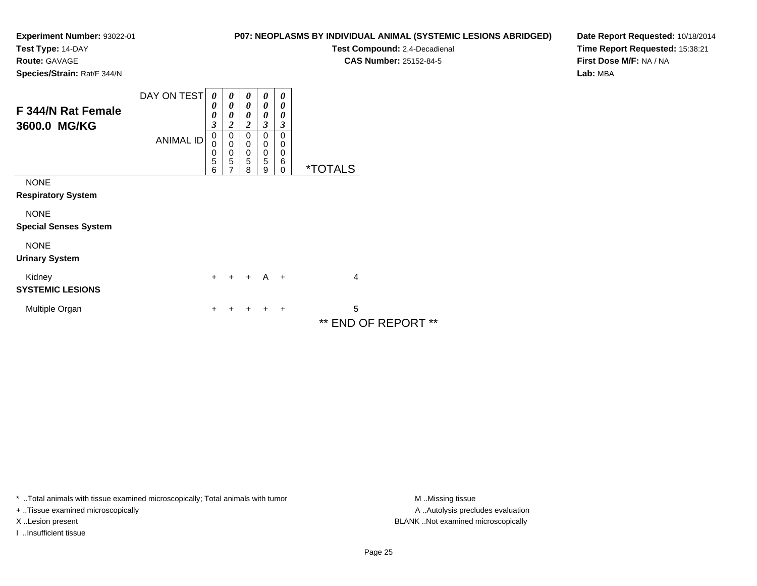**Experiment Number:** 93022-01
**Test Type:** 14-DAY
**Route:** GAVAGE
**Species/Strain:** Rat/F 344/N

**P07: NEOPLASMS BY INDIVIDUAL ANIMAL (SYSTEMIC LESIONS ABRIDGED)**
**Test Compound:** 2,4-Decadienal
**CAS Number:** 25152-84-5

**Date Report Requested:** 10/18/2014
**Time Report Requested:** 15:38:21
**First Dose M/F:** NA / NA
**Lab:** MBA

## F 344/N Rat Female 3600.0 MG/KG

| DAY ON TEST | 0003 | 0002 | 0002 | 0003 | 0003 | |
|---|---|---|---|---|---|---|
| ANIMAL ID | 00056 | 00057 | 00058 | 00059 | 00060 | *TOTALS |
| NONE | | | | | | |
| **Respiratory System** | | | | | | |
| NONE | | | | | | |
| **Special Senses System** | | | | | | |
| NONE | | | | | | |
| **Urinary System** | | | | | | |
| Kidney | + | + | + | A | + | 4 |
| **SYSTEMIC LESIONS** | | | | | | |
| Multiple Organ | + | + | + | + | + | 5 |

** END OF REPORT **

* ..Total animals with tissue examined microscopically; Total animals with tumor
+ ..Tissue examined microscopically
X ..Lesion present
I ..Insufficient tissue

M ..Missing tissue
A ..Autolysis precludes evaluation
BLANK ..Not examined microscopically